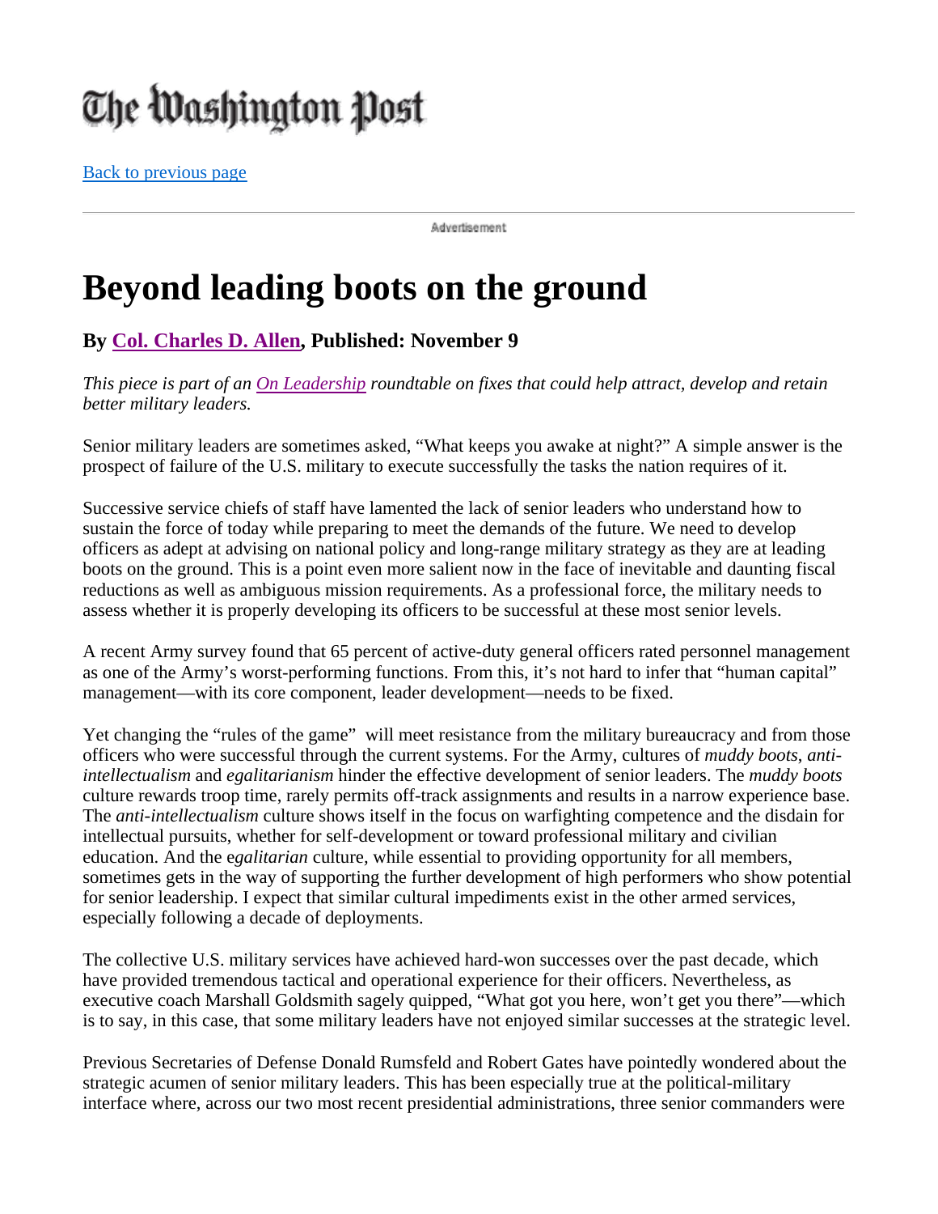The Washington Post

[Back to previous page](#)

Advertisement

# Beyond leading boots on the ground

### By [Col. Charles D. Allen](#), Published: November 9

*This piece is part of an [On Leadership](#) roundtable on fixes that could help attract, develop and retain better military leaders.*

Senior military leaders are sometimes asked, "What keeps you awake at night?" A simple answer is the prospect of failure of the U.S. military to execute successfully the tasks the nation requires of it.

Successive service chiefs of staff have lamented the lack of senior leaders who understand how to sustain the force of today while preparing to meet the demands of the future. We need to develop officers as adept at advising on national policy and long-range military strategy as they are at leading boots on the ground. This is a point even more salient now in the face of inevitable and daunting fiscal reductions as well as ambiguous mission requirements. As a professional force, the military needs to assess whether it is properly developing its officers to be successful at these most senior levels.

A recent Army survey found that 65 percent of active-duty general officers rated personnel management as one of the Army's worst-performing functions. From this, it's not hard to infer that "human capital" management—with its core component, leader development—needs to be fixed.

Yet changing the "rules of the game" will meet resistance from the military bureaucracy and from those officers who were successful through the current systems. For the Army, cultures of *muddy boots*, *anti-intellectualism* and *egalitarianism* hinder the effective development of senior leaders. The *muddy boots* culture rewards troop time, rarely permits off-track assignments and results in a narrow experience base. The *anti-intellectualism* culture shows itself in the focus on warfighting competence and the disdain for intellectual pursuits, whether for self-development or toward professional military and civilian education. And the e*galitarian* culture, while essential to providing opportunity for all members, sometimes gets in the way of supporting the further development of high performers who show potential for senior leadership. I expect that similar cultural impediments exist in the other armed services, especially following a decade of deployments.

The collective U.S. military services have achieved hard-won successes over the past decade, which have provided tremendous tactical and operational experience for their officers. Nevertheless, as executive coach Marshall Goldsmith sagely quipped, "What got you here, won't get you there"—which is to say, in this case, that some military leaders have not enjoyed similar successes at the strategic level.

Previous Secretaries of Defense Donald Rumsfeld and Robert Gates have pointedly wondered about the strategic acumen of senior military leaders. This has been especially true at the political-military interface where, across our two most recent presidential administrations, three senior commanders were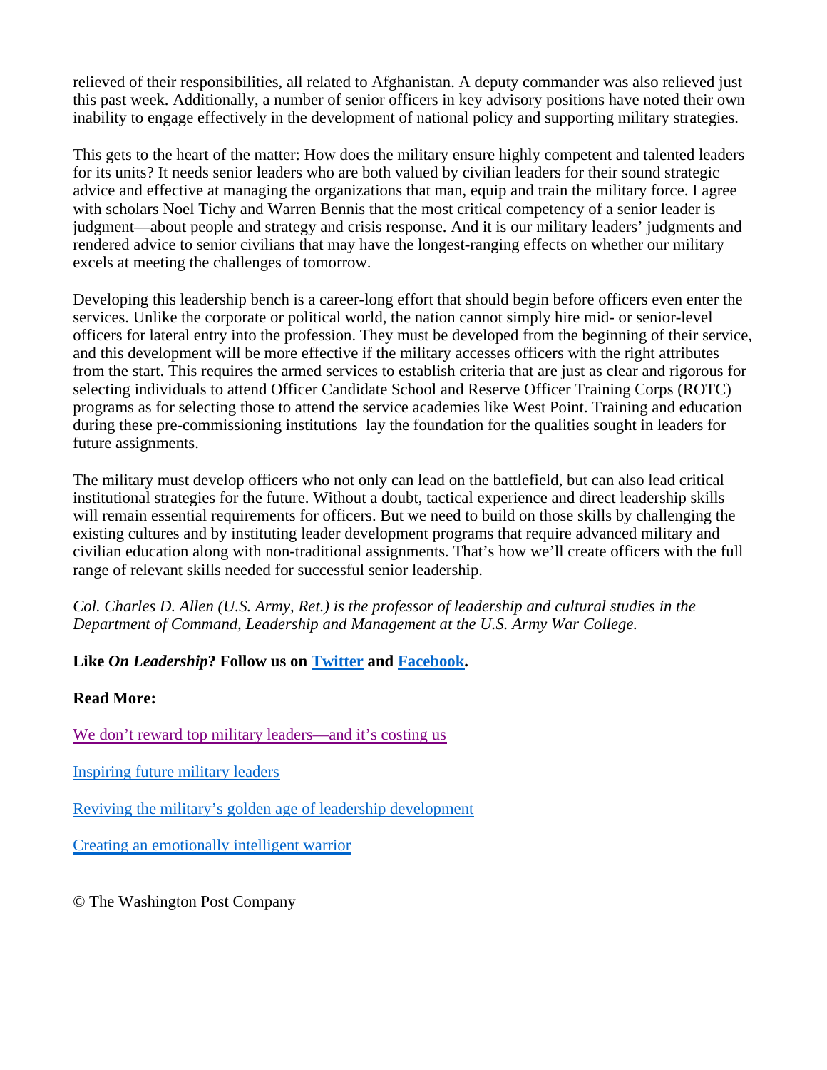relieved of their responsibilities, all related to Afghanistan. A deputy commander was also relieved just this past week. Additionally, a number of senior officers in key advisory positions have noted their own inability to engage effectively in the development of national policy and supporting military strategies.

This gets to the heart of the matter: How does the military ensure highly competent and talented leaders for its units? It needs senior leaders who are both valued by civilian leaders for their sound strategic advice and effective at managing the organizations that man, equip and train the military force. I agree with scholars Noel Tichy and Warren Bennis that the most critical competency of a senior leader is judgment—about people and strategy and crisis response. And it is our military leaders' judgments and rendered advice to senior civilians that may have the longest-ranging effects on whether our military excels at meeting the challenges of tomorrow.

Developing this leadership bench is a career-long effort that should begin before officers even enter the services. Unlike the corporate or political world, the nation cannot simply hire mid- or senior-level officers for lateral entry into the profession. They must be developed from the beginning of their service, and this development will be more effective if the military accesses officers with the right attributes from the start. This requires the armed services to establish criteria that are just as clear and rigorous for selecting individuals to attend Officer Candidate School and Reserve Officer Training Corps (ROTC) programs as for selecting those to attend the service academies like West Point. Training and education during these pre-commissioning institutions lay the foundation for the qualities sought in leaders for future assignments.

The military must develop officers who not only can lead on the battlefield, but can also lead critical institutional strategies for the future. Without a doubt, tactical experience and direct leadership skills will remain essential requirements for officers. But we need to build on those skills by challenging the existing cultures and by instituting leader development programs that require advanced military and civilian education along with non-traditional assignments. That's how we'll create officers with the full range of relevant skills needed for successful senior leadership.

*Col. Charles D. Allen (U.S. Army, Ret.) is the professor of leadership and cultural studies in the Department of Command, Leadership and Management at the U.S. Army War College.*

**Like *On Leadership*? Follow us on Twitter and Facebook.**

**Read More:**

We don't reward top military leaders—and it's costing us

Inspiring future military leaders

Reviving the military's golden age of leadership development

Creating an emotionally intelligent warrior

© The Washington Post Company